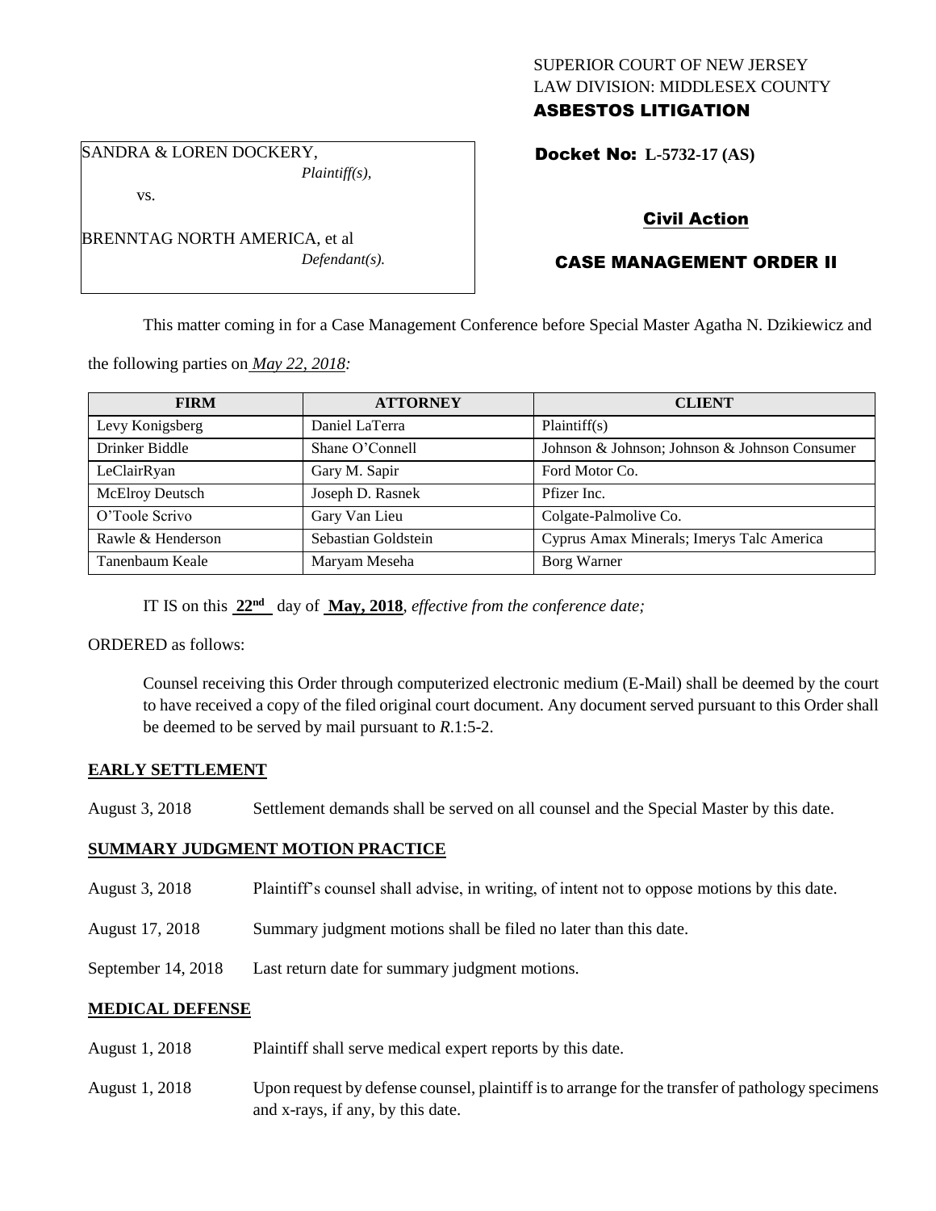SUPERIOR COURT OF NEW JERSEY
LAW DIVISION: MIDDLESEX COUNTY
**ASBESTOS LITIGATION**

SANDRA & LOREN DOCKERY,
*Plaintiff(s),*

vs.

BRENNTAG NORTH AMERICA, et al
*Defendant(s).*

**Docket No: L-5732-17 (AS)**

**Civil Action**

**CASE MANAGEMENT ORDER II**

This matter coming in for a Case Management Conference before Special Master Agatha N. Dzikiewicz and the following parties on *May 22, 2018:*

| FIRM | ATTORNEY | CLIENT |
| --- | --- | --- |
| Levy Konigsberg | Daniel LaTerra | Plaintiff(s) |
| Drinker Biddle | Shane O'Connell | Johnson & Johnson; Johnson & Johnson Consumer |
| LeClairRyan | Gary M. Sapir | Ford Motor Co. |
| McElroy Deutsch | Joseph D. Rasnek | Pfizer Inc. |
| O'Toole Scrivo | Gary Van Lieu | Colgate-Palmolive Co. |
| Rawle & Henderson | Sebastian Goldstein | Cyprus Amax Minerals; Imerys Talc America |
| Tanenbaum Keale | Maryam Meseha | Borg Warner |

IT IS on this **22nd** day of **May, 2018**, *effective from the conference date;*

ORDERED as follows:

Counsel receiving this Order through computerized electronic medium (E-Mail) shall be deemed by the court to have received a copy of the filed original court document. Any document served pursuant to this Order shall be deemed to be served by mail pursuant to *R*.1:5-2.

**EARLY SETTLEMENT**

August 3, 2018 Settlement demands shall be served on all counsel and the Special Master by this date.

**SUMMARY JUDGMENT MOTION PRACTICE**

August 3, 2018 Plaintiff's counsel shall advise, in writing, of intent not to oppose motions by this date.

August 17, 2018 Summary judgment motions shall be filed no later than this date.

September 14, 2018 Last return date for summary judgment motions.

**MEDICAL DEFENSE**

August 1, 2018 Plaintiff shall serve medical expert reports by this date.

August 1, 2018 Upon request by defense counsel, plaintiff is to arrange for the transfer of pathology specimens and x-rays, if any, by this date.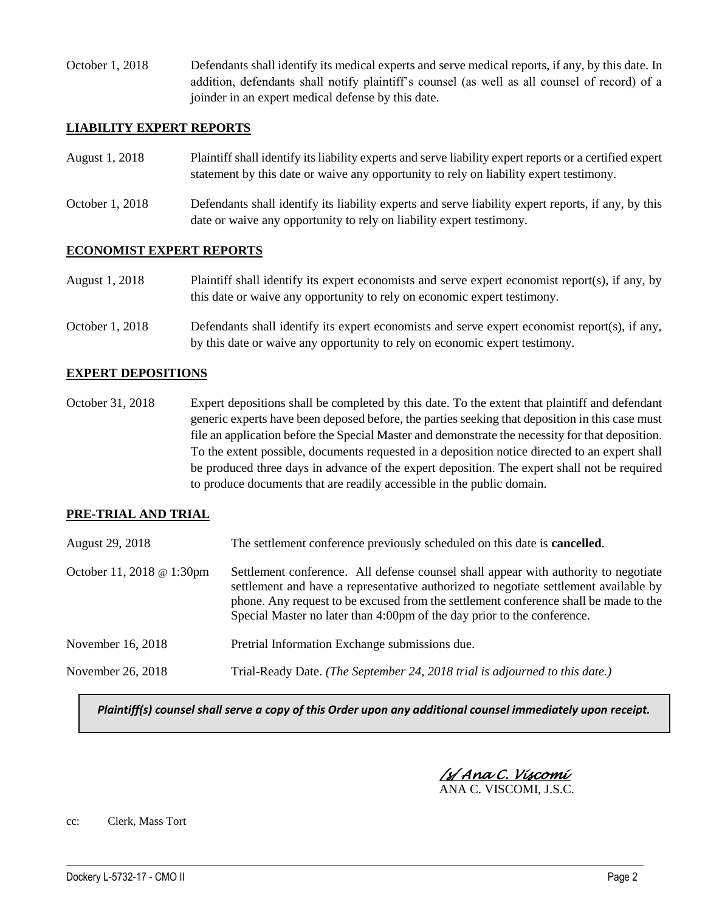| | |
|---|---|
| October 1, 2018 | Defendants shall identify its medical experts and serve medical reports, if any, by this date. In addition, defendants shall notify plaintiff's counsel (as well as all counsel of record) of a joinder in an expert medical defense by this date. |

## LIABILITY EXPERT REPORTS

| | |
|---|---|
| August 1, 2018 | Plaintiff shall identify its liability experts and serve liability expert reports or a certified expert statement by this date or waive any opportunity to rely on liability expert testimony. |
| October 1, 2018 | Defendants shall identify its liability experts and serve liability expert reports, if any, by this date or waive any opportunity to rely on liability expert testimony. |

## ECONOMIST EXPERT REPORTS

| | |
|---|---|
| August 1, 2018 | Plaintiff shall identify its expert economists and serve expert economist report(s), if any, by this date or waive any opportunity to rely on economic expert testimony. |
| October 1, 2018 | Defendants shall identify its expert economists and serve expert economist report(s), if any, by this date or waive any opportunity to rely on economic expert testimony. |

## EXPERT DEPOSITIONS

| | |
|---|---|
| October 31, 2018 | Expert depositions shall be completed by this date. To the extent that plaintiff and defendant generic experts have been deposed before, the parties seeking that deposition in this case must file an application before the Special Master and demonstrate the necessity for that deposition. To the extent possible, documents requested in a deposition notice directed to an expert shall be produced three days in advance of the expert deposition. The expert shall not be required to produce documents that are readily accessible in the public domain. |

## PRE-TRIAL AND TRIAL

| | |
|---|---|
| August 29, 2018 | The settlement conference previously scheduled on this date is **cancelled**. |
| October 11, 2018 @ 1:30pm | Settlement conference. All defense counsel shall appear with authority to negotiate settlement and have a representative authorized to negotiate settlement available by phone. Any request to be excused from the settlement conference shall be made to the Special Master no later than 4:00pm of the day prior to the conference. |
| November 16, 2018 | Pretrial Information Exchange submissions due. |
| November 26, 2018 | Trial-Ready Date. *(The September 24, 2018 trial is adjourned to this date.)* |

***Plaintiff(s) counsel shall serve a copy of this Order upon any additional counsel immediately upon receipt.***

*/s/ Ana C. Viscomi*
ANA C. VISCOMI, J.S.C.

cc: Clerk, Mass Tort